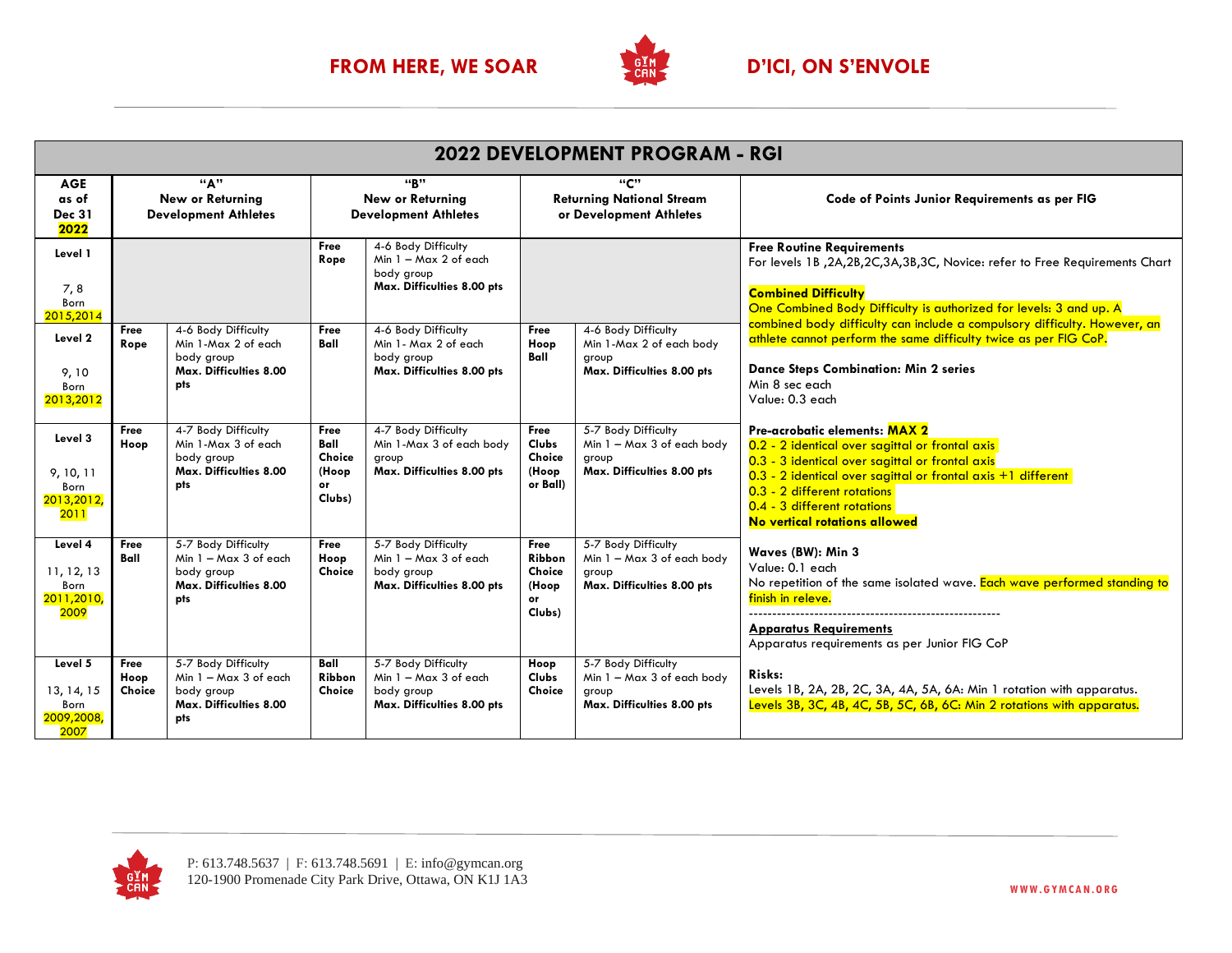FROM HERE, WE SOAR — D'ICI, ON S'ENVOLE

# 2022 DEVELOPMENT PROGRAM - RGI

| AGE as of Dec 31 2022 | "A" New or Returning Development Athletes | | "B" New or Returning Development Athletes | | "C" Returning National Stream or Development Athletes | | Code of Points Junior Requirements as per FIG |
|---|---|---|---|---|---|---|---|
| **Level 1** 7, 8 Born 2015,2014 | | | **Free Rope** | 4-6 Body Difficulty Min 1 – Max 2 of each body group **Max. Difficulties 8.00 pts** | | | **Free Routine Requirements** For levels 1B ,2A,2B,2C,3A,3B,3C, Novice: refer to Free Requirements Chart<br><br>**Combined Difficulty** One Combined Body Difficulty is authorized for levels: 3 and up. A combined body difficulty can include a compulsory difficulty. However, an athlete cannot perform the same difficulty twice as per FIG CoP.<br><br>**Dance Steps Combination: Min 2 series** Min 8 sec each Value: 0.3 each |
| **Level 2** 9, 10 Born 2013,2012 | **Free Rope** | 4-6 Body Difficulty Min 1-Max 2 of each body group **Max. Difficulties 8.00 pts** | **Free Ball** | 4-6 Body Difficulty Min 1- Max 2 of each body group **Max. Difficulties 8.00 pts** | **Free Hoop Ball** | 4-6 Body Difficulty Min 1-Max 2 of each body group **Max. Difficulties 8.00 pts** | |
| **Level 3** 9, 10, 11 Born 2013,2012, 2011 | **Free Hoop** | 4-7 Body Difficulty Min 1-Max 3 of each body group **Max. Difficulties 8.00 pts** | **Free Ball Choice (Hoop or Clubs)** | 4-7 Body Difficulty Min 1-Max 3 of each body group **Max. Difficulties 8.00 pts** | **Free Clubs Choice (Hoop or Ball)** | 5-7 Body Difficulty Min 1 – Max 3 of each body group **Max. Difficulties 8.00 pts** | **Pre-acrobatic elements: MAX 2**<br>0.2 - 2 identical over sagittal or frontal axis<br>0.3 - 3 identical over sagittal or frontal axis<br>0.3 - 2 identical over sagittal or frontal axis +1 different<br>0.3 - 2 different rotations<br>0.4 - 3 different rotations<br>**No vertical rotations allowed** |
| **Level 4** 11, 12, 13 Born 2011,2010, 2009 | **Free Ball** | 5-7 Body Difficulty Min 1 – Max 3 of each body group **Max. Difficulties 8.00 pts** | **Free Hoop Choice** | 5-7 Body Difficulty Min 1 – Max 3 of each body group **Max. Difficulties 8.00 pts** | **Free Ribbon Choice (Hoop or Clubs)** | 5-7 Body Difficulty Min 1 – Max 3 of each body group **Max. Difficulties 8.00 pts** | **Waves (BW): Min 3** Value: 0.1 each No repetition of the same isolated wave. Each wave performed standing to finish in releve.<br>-----------------------------------------------------<br>**Apparatus Requirements** Apparatus requirements as per Junior FIG CoP |
| **Level 5** 13, 14, 15 Born 2009,2008, 2007 | **Free Hoop Choice** | 5-7 Body Difficulty Min 1 – Max 3 of each body group **Max. Difficulties 8.00 pts** | **Ball Ribbon Choice** | 5-7 Body Difficulty Min 1 – Max 3 of each body group **Max. Difficulties 8.00 pts** | **Hoop Clubs Choice** | 5-7 Body Difficulty Min 1 – Max 3 of each body group **Max. Difficulties 8.00 pts** | **Risks:** Levels 1B, 2A, 2B, 2C, 3A, 4A, 5A, 6A: Min 1 rotation with apparatus. Levels 3B, 3C, 4B, 4C, 5B, 5C, 6B, 6C: Min 2 rotations with apparatus. |

P: 613.748.5637 | F: 613.748.5691 | E: info@gymcan.org
120-1900 Promenade City Park Drive, Ottawa, ON K1J 1A3

WWW.GYMCAN.ORG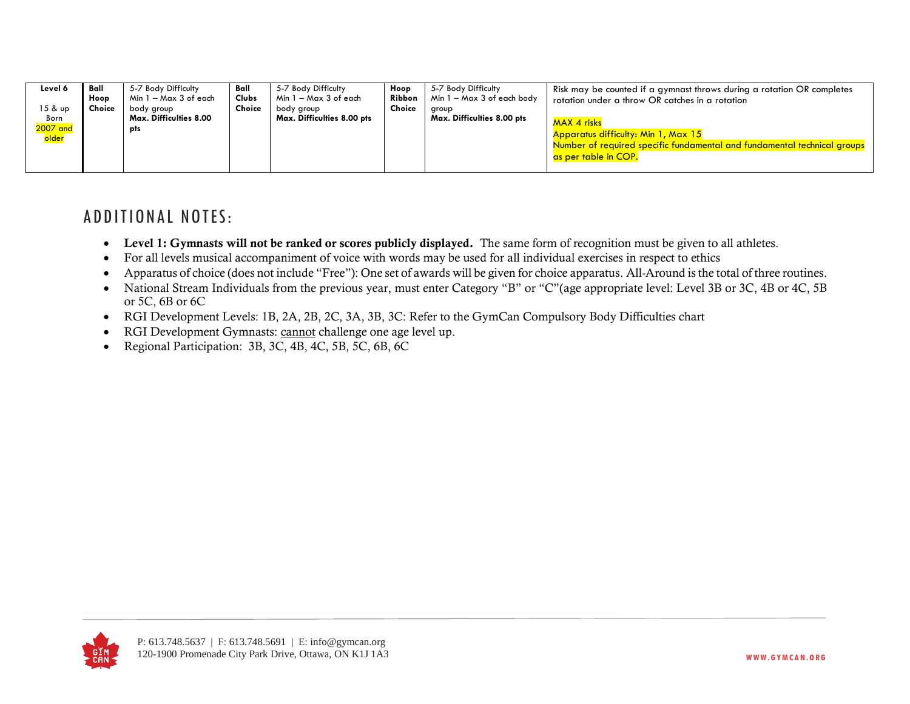| Level 6<br><br>15 & up<br>Born<br>2007 and older | Ball<br>Hoop<br>Choice | 5-7 Body Difficulty<br>Min 1 – Max 3 of each body group<br>**Max. Difficulties 8.00 pts** | Ball<br>Clubs<br>Choice | 5-7 Body Difficulty<br>Min 1 – Max 3 of each body group<br>**Max. Difficulties 8.00 pts** | Hoop<br>Ribbon<br>Choice | 5-7 Body Difficulty<br>Min 1 – Max 3 of each body group<br>**Max. Difficulties 8.00 pts** | Risk may be counted if a gymnast throws during a rotation OR completes rotation under a throw OR catches in a rotation<br><br>MAX 4 risks<br>Apparatus difficulty: Min 1, Max 15<br>Number of required specific fundamental and fundamental technical groups as per table in COP. |
|---|---|---|---|---|---|---|---|

## ADDITIONAL NOTES:

- **Level 1: Gymnasts will not be ranked or scores publicly displayed.** The same form of recognition must be given to all athletes.
- For all levels musical accompaniment of voice with words may be used for all individual exercises in respect to ethics
- Apparatus of choice (does not include "Free"): One set of awards will be given for choice apparatus. All-Around is the total of three routines.
- National Stream Individuals from the previous year, must enter Category "B" or "C"(age appropriate level: Level 3B or 3C, 4B or 4C, 5B or 5C, 6B or 6C
- RGI Development Levels: 1B, 2A, 2B, 2C, 3A, 3B, 3C: Refer to the GymCan Compulsory Body Difficulties chart
- RGI Development Gymnasts: cannot challenge one age level up.
- Regional Participation: 3B, 3C, 4B, 4C, 5B, 5C, 6B, 6C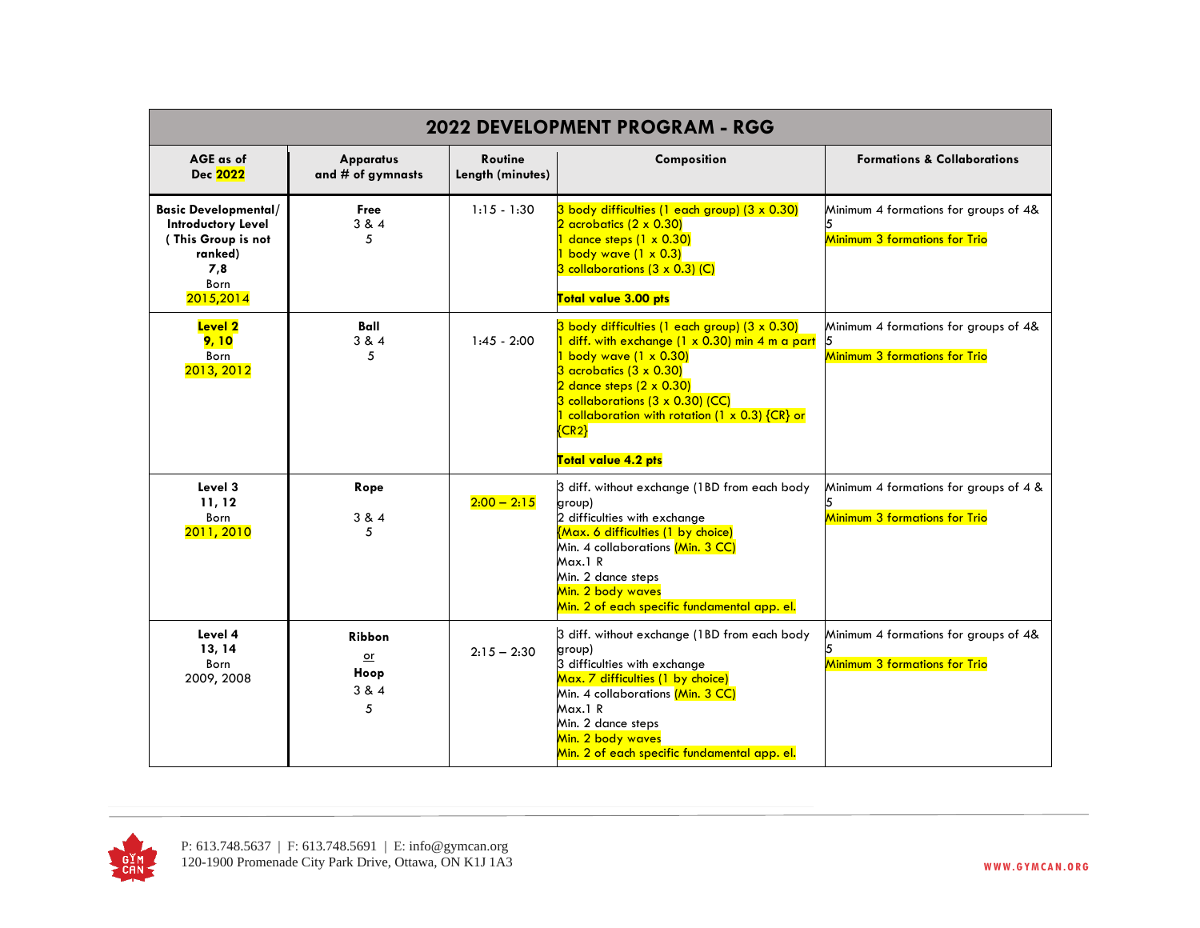| 2022 DEVELOPMENT PROGRAM - RGG | | | | |
|---|---|---|---|---|
| **AGE as of Dec 2022** | **Apparatus and # of gymnasts** | **Routine Length (minutes)** | **Composition** | **Formations & Collaborations** |
| **Basic Developmental/ Introductory Level ( This Group is not ranked) 7,8** Born 2015,2014 | **Free** 3 & 4 5 | 1:15 - 1:30 | 3 body difficulties (1 each group) (3 x 0.30)<br>2 acrobatics (2 x 0.30)<br>1 dance steps (1 x 0.30)<br>1 body wave (1 x 0.3)<br>3 collaborations (3 x 0.3) (C)<br><br>**Total value 3.00 pts** | Minimum 4 formations for groups of 4& 5<br>Minimum 3 formations for Trio |
| **Level 2 9, 10** Born 2013, 2012 | **Ball** 3 & 4 5 | 1:45 - 2:00 | 3 body difficulties (1 each group) (3 x 0.30)<br>1 diff. with exchange (1 x 0.30) min 4 m a part<br>1 body wave (1 x 0.30)<br>3 acrobatics (3 x 0.30)<br>2 dance steps (2 x 0.30)<br>3 collaborations (3 x 0.30) (CC)<br>1 collaboration with rotation (1 x 0.3) {CR} or {CR2}<br><br>**Total value 4.2 pts** | Minimum 4 formations for groups of 4& 5<br>Minimum 3 formations for Trio |
| **Level 3 11, 12** Born 2011, 2010 | **Rope** 3 & 4 5 | 2:00 – 2:15 | 3 diff. without exchange (1BD from each body group)<br>2 difficulties with exchange<br>{Max. 6 difficulties (1 by choice)<br>Min. 4 collaborations (Min. 3 CC)<br>Max.1 R<br>Min. 2 dance steps<br>Min. 2 body waves<br>Min. 2 of each specific fundamental app. el. | Minimum 4 formations for groups of 4 & 5<br>Minimum 3 formations for Trio |
| **Level 4 13, 14** Born 2009, 2008 | **Ribbon** or **Hoop** 3 & 4 5 | 2:15 – 2:30 | 3 diff. without exchange (1BD from each body group)<br>3 difficulties with exchange<br>Max. 7 difficulties (1 by choice)<br>Min. 4 collaborations (Min. 3 CC)<br>Max.1 R<br>Min. 2 dance steps<br>Min. 2 body waves<br>Min. 2 of each specific fundamental app. el. | Minimum 4 formations for groups of 4& 5<br>Minimum 3 formations for Trio |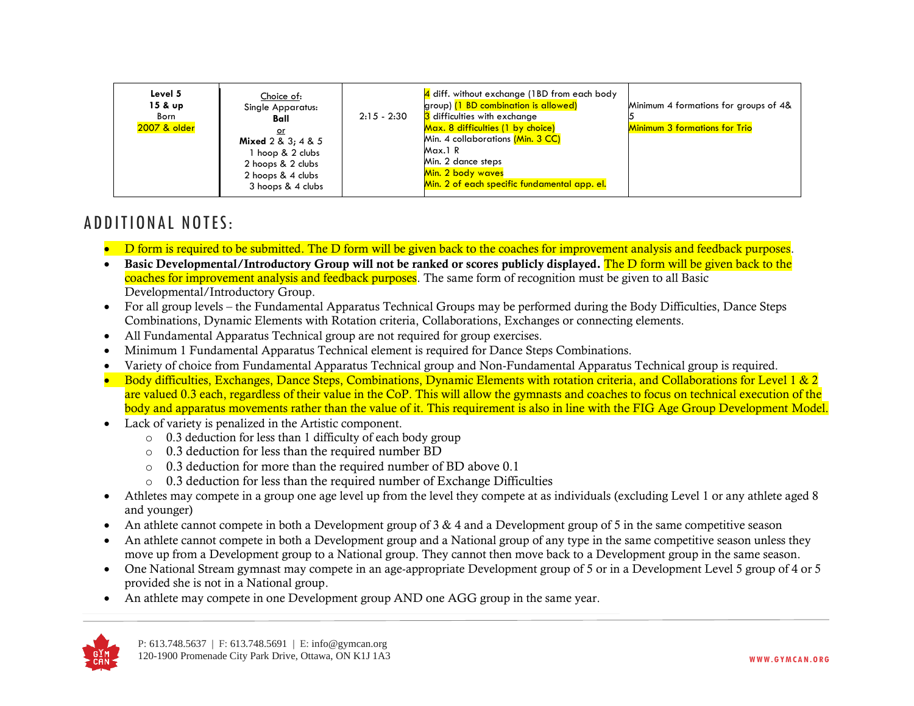| **Level 5**<br>**15 & up**<br>Born<br>2007 & older | Choice of:<br>Single Apparatus:<br>**Ball**<br>or<br>**Mixed** 2 & 3; 4 & 5<br>1 hoop & 2 clubs<br>2 hoops & 2 clubs<br>2 hoops & 4 clubs<br>3 hoops & 4 clubs | 2:15 - 2:30 | 4 diff. without exchange (1BD from each body group) (1 BD combination is allowed)<br>3 difficulties with exchange<br>Max. 8 difficulties (1 by choice)<br>Min. 4 collaborations (Min. 3 CC)<br>Max.1 R<br>Min. 2 dance steps<br>Min. 2 body waves<br>Min. 2 of each specific fundamental app. el. | Minimum 4 formations for groups of 4& 5<br>Minimum 3 formations for Trio |
|---|---|---|---|---|

## ADDITIONAL NOTES:

- D form is required to be submitted. The D form will be given back to the coaches for improvement analysis and feedback purposes.
- **Basic Developmental/Introductory Group will not be ranked or scores publicly displayed.** The D form will be given back to the coaches for improvement analysis and feedback purposes. The same form of recognition must be given to all Basic Developmental/Introductory Group.
- For all group levels – the Fundamental Apparatus Technical Groups may be performed during the Body Difficulties, Dance Steps Combinations, Dynamic Elements with Rotation criteria, Collaborations, Exchanges or connecting elements.
- All Fundamental Apparatus Technical group are not required for group exercises.
- Minimum 1 Fundamental Apparatus Technical element is required for Dance Steps Combinations.
- Variety of choice from Fundamental Apparatus Technical group and Non-Fundamental Apparatus Technical group is required.
- Body difficulties, Exchanges, Dance Steps, Combinations, Dynamic Elements with rotation criteria, and Collaborations for Level 1 & 2 are valued 0.3 each, regardless of their value in the CoP. This will allow the gymnasts and coaches to focus on technical execution of the body and apparatus movements rather than the value of it. This requirement is also in line with the FIG Age Group Development Model.
- Lack of variety is penalized in the Artistic component.
  - 0.3 deduction for less than 1 difficulty of each body group
  - 0.3 deduction for less than the required number BD
  - 0.3 deduction for more than the required number of BD above 0.1
  - 0.3 deduction for less than the required number of Exchange Difficulties
- Athletes may compete in a group one age level up from the level they compete at as individuals (excluding Level 1 or any athlete aged 8 and younger)
- An athlete cannot compete in both a Development group of 3 & 4 and a Development group of 5 in the same competitive season
- An athlete cannot compete in both a Development group and a National group of any type in the same competitive season unless they move up from a Development group to a National group. They cannot then move back to a Development group in the same season.
- One National Stream gymnast may compete in an age-appropriate Development group of 5 or in a Development Level 5 group of 4 or 5 provided she is not in a National group.
- An athlete may compete in one Development group AND one AGG group in the same year.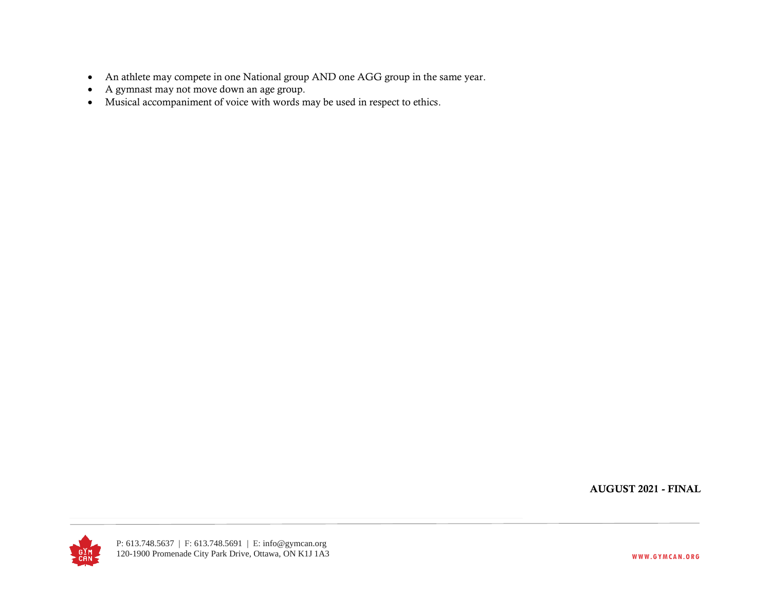- An athlete may compete in one National group AND one AGG group in the same year.
- A gymnast may not move down an age group.
- Musical accompaniment of voice with words may be used in respect to ethics.

**AUGUST 2021 - FINAL**